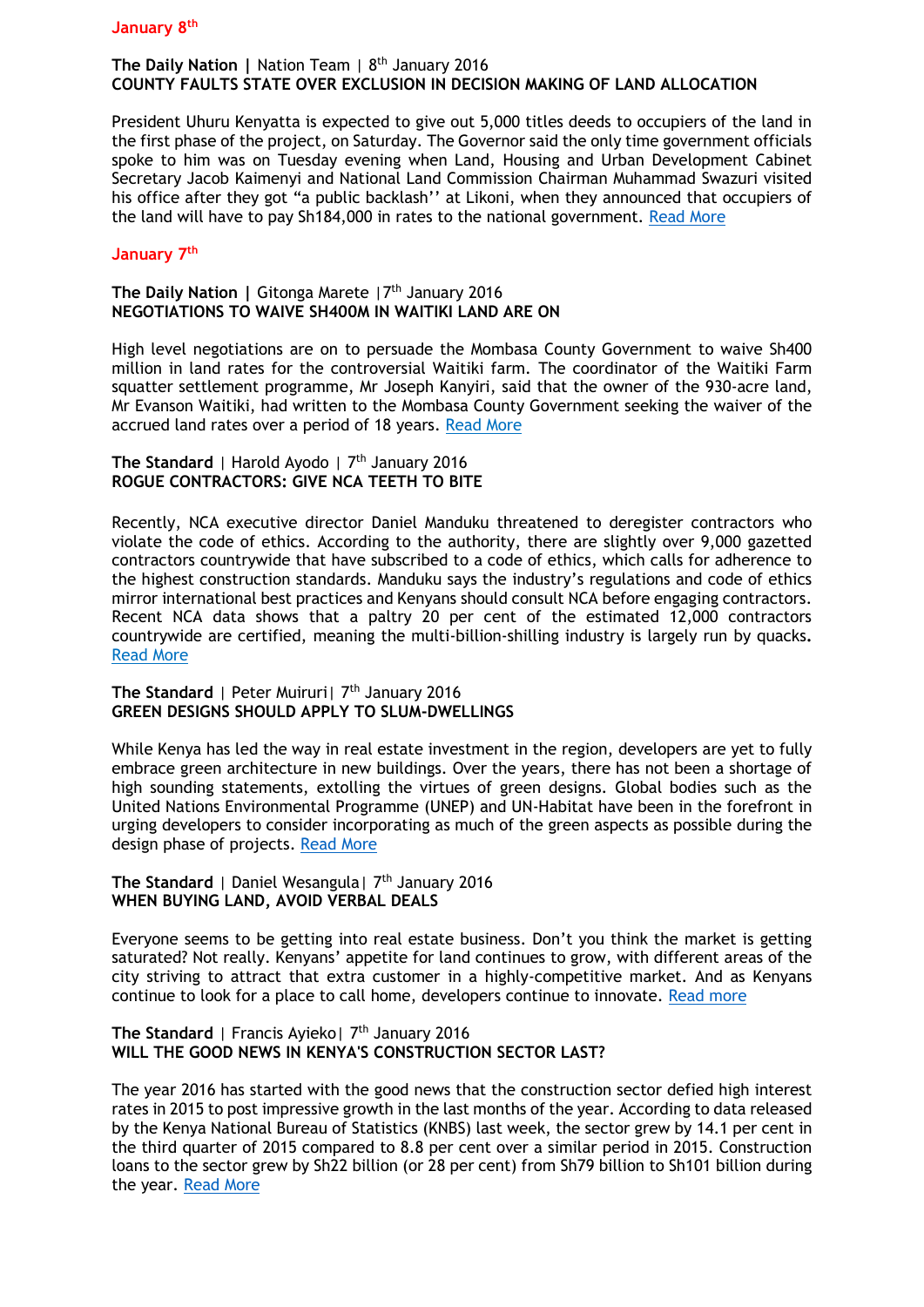## January 8th

**The Daily Nation |** Nation Team | 8th January 2016
**COUNTY FAULTS STATE OVER EXCLUSION IN DECISION MAKING OF LAND ALLOCATION**

President Uhuru Kenyatta is expected to give out 5,000 titles deeds to occupiers of the land in the first phase of the project, on Saturday. The Governor said the only time government officials spoke to him was on Tuesday evening when Land, Housing and Urban Development Cabinet Secretary Jacob Kaimenyi and National Land Commission Chairman Muhammad Swazuri visited his office after they got "a public backlash'' at Likoni, when they announced that occupiers of the land will have to pay Sh184,000 in rates to the national government. Read More

## January 7th

**The Daily Nation |** Gitonga Marete |7th January 2016
**NEGOTIATIONS TO WAIVE SH400M IN WAITIKI LAND ARE ON**

High level negotiations are on to persuade the Mombasa County Government to waive Sh400 million in land rates for the controversial Waitiki farm. The coordinator of the Waitiki Farm squatter settlement programme, Mr Joseph Kanyiri, said that the owner of the 930-acre land, Mr Evanson Waitiki, had written to the Mombasa County Government seeking the waiver of the accrued land rates over a period of 18 years. Read More

**The Standard** | Harold Ayodo | 7th January 2016
**ROGUE CONTRACTORS: GIVE NCA TEETH TO BITE**

Recently, NCA executive director Daniel Manduku threatened to deregister contractors who violate the code of ethics. According to the authority, there are slightly over 9,000 gazetted contractors countrywide that have subscribed to a code of ethics, which calls for adherence to the highest construction standards. Manduku says the industry's regulations and code of ethics mirror international best practices and Kenyans should consult NCA before engaging contractors. Recent NCA data shows that a paltry 20 per cent of the estimated 12,000 contractors countrywide are certified, meaning the multi-billion-shilling industry is largely run by quacks. Read More

**The Standard** | Peter Muiruri| 7th January 2016
**GREEN DESIGNS SHOULD APPLY TO SLUM-DWELLINGS**

While Kenya has led the way in real estate investment in the region, developers are yet to fully embrace green architecture in new buildings. Over the years, there has not been a shortage of high sounding statements, extolling the virtues of green designs. Global bodies such as the United Nations Environmental Programme (UNEP) and UN-Habitat have been in the forefront in urging developers to consider incorporating as much of the green aspects as possible during the design phase of projects. Read More

**The Standard** | Daniel Wesangula| 7th January 2016
**WHEN BUYING LAND, AVOID VERBAL DEALS**

Everyone seems to be getting into real estate business. Don't you think the market is getting saturated? Not really. Kenyans' appetite for land continues to grow, with different areas of the city striving to attract that extra customer in a highly-competitive market. And as Kenyans continue to look for a place to call home, developers continue to innovate. Read more

**The Standard** | Francis Ayieko| 7th January 2016
**WILL THE GOOD NEWS IN KENYA'S CONSTRUCTION SECTOR LAST?**

The year 2016 has started with the good news that the construction sector defied high interest rates in 2015 to post impressive growth in the last months of the year. According to data released by the Kenya National Bureau of Statistics (KNBS) last week, the sector grew by 14.1 per cent in the third quarter of 2015 compared to 8.8 per cent over a similar period in 2015. Construction loans to the sector grew by Sh22 billion (or 28 per cent) from Sh79 billion to Sh101 billion during the year. Read More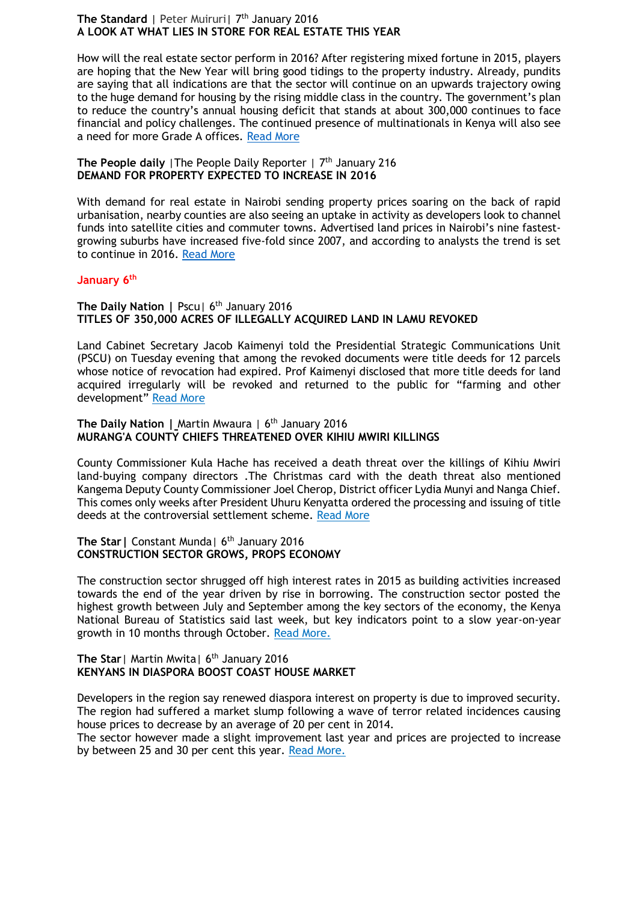**The Standard** | Peter Muiruri| 7th January 2016
**A LOOK AT WHAT LIES IN STORE FOR REAL ESTATE THIS YEAR**

How will the real estate sector perform in 2016? After registering mixed fortune in 2015, players are hoping that the New Year will bring good tidings to the property industry. Already, pundits are saying that all indications are that the sector will continue on an upwards trajectory owing to the huge demand for housing by the rising middle class in the country. The government's plan to reduce the country's annual housing deficit that stands at about 300,000 continues to face financial and policy challenges. The continued presence of multinationals in Kenya will also see a need for more Grade A offices. Read More

**The People daily** |The People Daily Reporter | 7th January 216
**DEMAND FOR PROPERTY EXPECTED TO INCREASE IN 2016**

With demand for real estate in Nairobi sending property prices soaring on the back of rapid urbanisation, nearby counties are also seeing an uptake in activity as developers look to channel funds into satellite cities and commuter towns. Advertised land prices in Nairobi's nine fastest-growing suburbs have increased five-fold since 2007, and according to analysts the trend is set to continue in 2016. Read More

**January 6th**

**The Daily Nation |** Pscu| 6th January 2016
**TITLES OF 350,000 ACRES OF ILLEGALLY ACQUIRED LAND IN LAMU REVOKED**

Land Cabinet Secretary Jacob Kaimenyi told the Presidential Strategic Communications Unit (PSCU) on Tuesday evening that among the revoked documents were title deeds for 12 parcels whose notice of revocation had expired. Prof Kaimenyi disclosed that more title deeds for land acquired irregularly will be revoked and returned to the public for "farming and other development" Read More

**The Daily Nation |** Martin Mwaura | 6th January 2016
**MURANG'A COUNTY CHIEFS THREATENED OVER KIHIU MWIRI KILLINGS**

County Commissioner Kula Hache has received a death threat over the killings of Kihiu Mwiri land-buying company directors .The Christmas card with the death threat also mentioned Kangema Deputy County Commissioner Joel Cherop, District officer Lydia Munyi and Nanga Chief. This comes only weeks after President Uhuru Kenyatta ordered the processing and issuing of title deeds at the controversial settlement scheme. Read More

**The Star|** Constant Munda| 6th January 2016
**CONSTRUCTION SECTOR GROWS, PROPS ECONOMY**

The construction sector shrugged off high interest rates in 2015 as building activities increased towards the end of the year driven by rise in borrowing. The construction sector posted the highest growth between July and September among the key sectors of the economy, the Kenya National Bureau of Statistics said last week, but key indicators point to a slow year-on-year growth in 10 months through October. Read More.

**The Star**| Martin Mwita| 6th January 2016
**KENYANS IN DIASPORA BOOST COAST HOUSE MARKET**

Developers in the region say renewed diaspora interest on property is due to improved security. The region had suffered a market slump following a wave of terror related incidences causing house prices to decrease by an average of 20 per cent in 2014.
The sector however made a slight improvement last year and prices are projected to increase by between 25 and 30 per cent this year. Read More.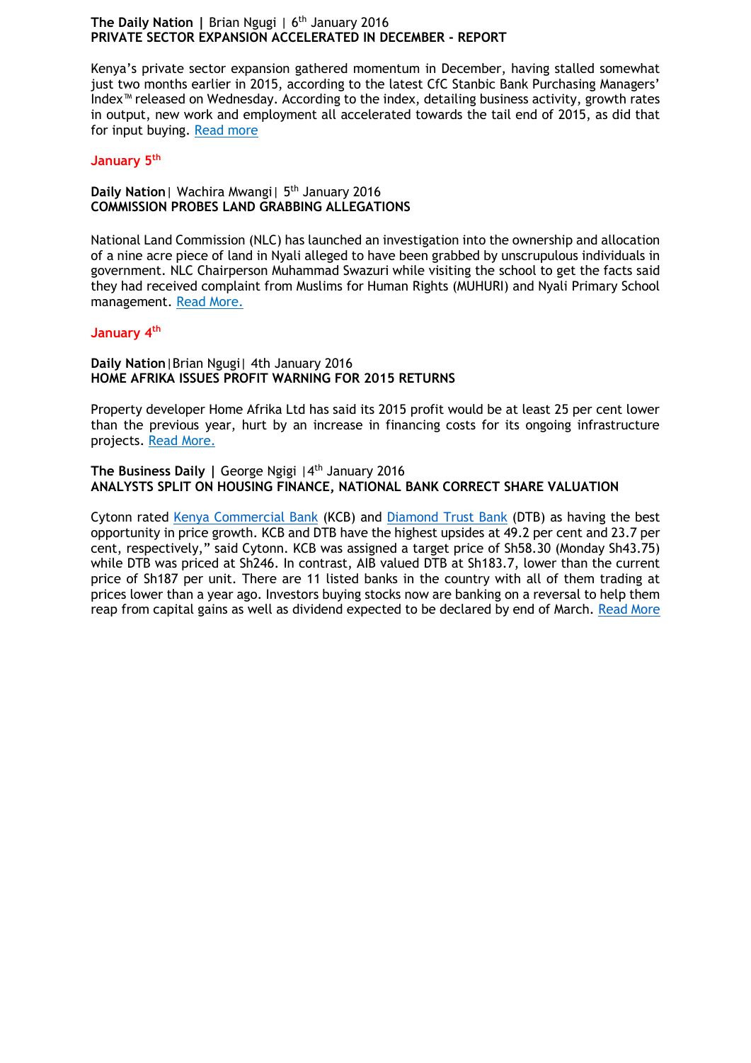**The Daily Nation |** Brian Ngugi | 6th January 2016
**PRIVATE SECTOR EXPANSION ACCELERATED IN DECEMBER - REPORT**

Kenya's private sector expansion gathered momentum in December, having stalled somewhat just two months earlier in 2015, according to the latest CfC Stanbic Bank Purchasing Managers' Index™ released on Wednesday. According to the index, detailing business activity, growth rates in output, new work and employment all accelerated towards the tail end of 2015, as did that for input buying. Read more

## January 5th

**Daily Nation**| Wachira Mwangi| 5th January 2016
**COMMISSION PROBES LAND GRABBING ALLEGATIONS**

National Land Commission (NLC) has launched an investigation into the ownership and allocation of a nine acre piece of land in Nyali alleged to have been grabbed by unscrupulous individuals in government. NLC Chairperson Muhammad Swazuri while visiting the school to get the facts said they had received complaint from Muslims for Human Rights (MUHURI) and Nyali Primary School management. Read More.

## January 4th

**Daily Nation**|Brian Ngugi| 4th January 2016
**HOME AFRIKA ISSUES PROFIT WARNING FOR 2015 RETURNS**

Property developer Home Afrika Ltd has said its 2015 profit would be at least 25 per cent lower than the previous year, hurt by an increase in financing costs for its ongoing infrastructure projects. Read More.

**The Business Daily |** George Ngigi |4th January 2016
**ANALYSTS SPLIT ON HOUSING FINANCE, NATIONAL BANK CORRECT SHARE VALUATION**

Cytonn rated Kenya Commercial Bank (KCB) and Diamond Trust Bank (DTB) as having the best opportunity in price growth. KCB and DTB have the highest upsides at 49.2 per cent and 23.7 per cent, respectively," said Cytonn. KCB was assigned a target price of Sh58.30 (Monday Sh43.75) while DTB was priced at Sh246. In contrast, AIB valued DTB at Sh183.7, lower than the current price of Sh187 per unit. There are 11 listed banks in the country with all of them trading at prices lower than a year ago. Investors buying stocks now are banking on a reversal to help them reap from capital gains as well as dividend expected to be declared by end of March. Read More